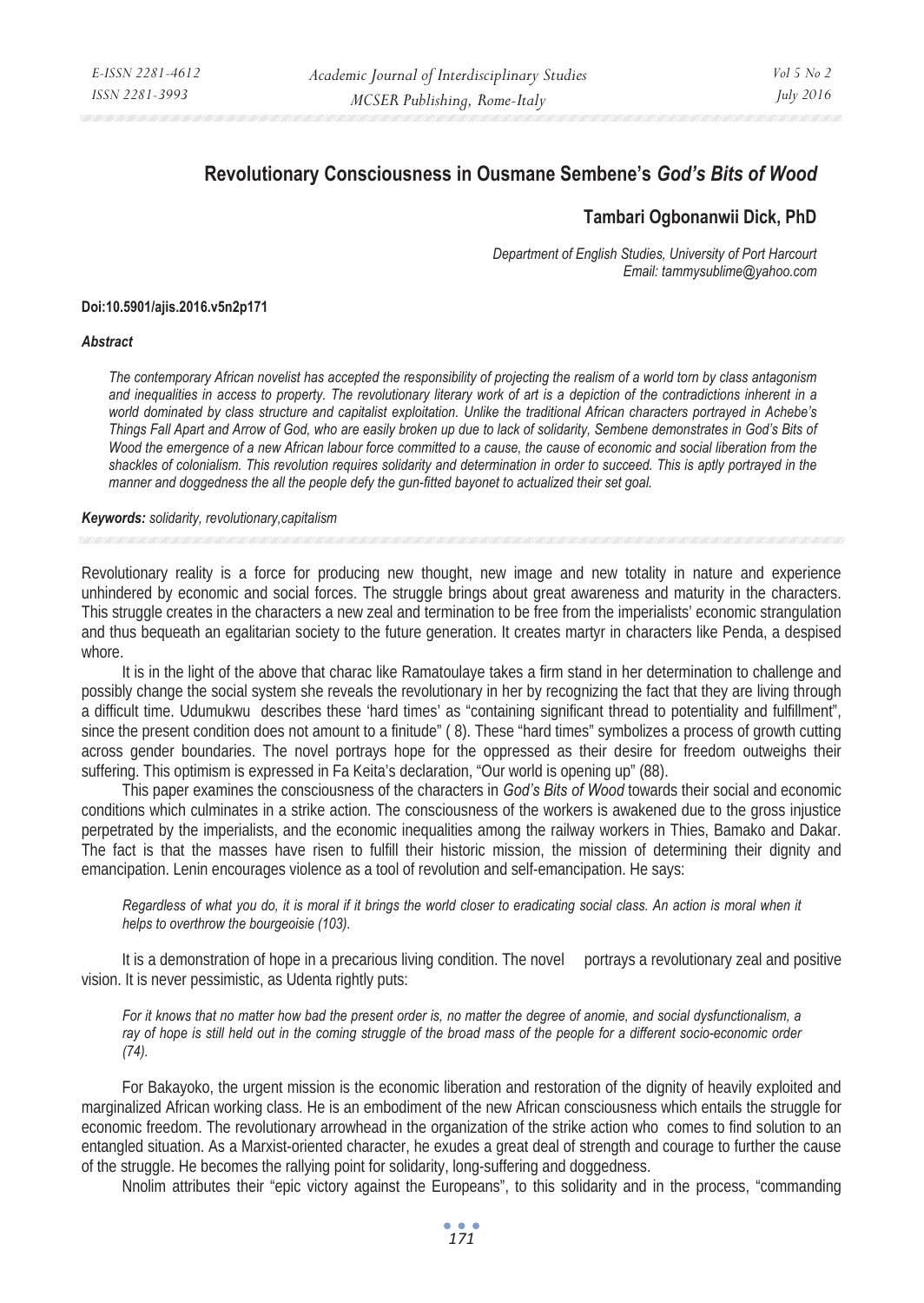# Revolutionary Consciousness in Ousmane Sembene's *God's Bits of Wood*

**Tambari Ogbonanwii Dick, PhD**

*Department of English Studies, University of Port Harcourt*
*Email: tammysublime@yahoo.com*

**Doi:10.5901/ajis.2016.v5n2p171**

***Abstract***

*The contemporary African novelist has accepted the responsibility of projecting the realism of a world torn by class antagonism and inequalities in access to property. The revolutionary literary work of art is a depiction of the contradictions inherent in a world dominated by class structure and capitalist exploitation. Unlike the traditional African characters portrayed in Achebe's Things Fall Apart and Arrow of God, who are easily broken up due to lack of solidarity, Sembene demonstrates in God's Bits of Wood the emergence of a new African labour force committed to a cause, the cause of economic and social liberation from the shackles of colonialism. This revolution requires solidarity and determination in order to succeed. This is aptly portrayed in the manner and doggedness the all the people defy the gun-fitted bayonet to actualized their set goal.*

***Keywords:*** *solidarity, revolutionary,capitalism*

Revolutionary reality is a force for producing new thought, new image and new totality in nature and experience unhindered by economic and social forces. The struggle brings about great awareness and maturity in the characters. This struggle creates in the characters a new zeal and termination to be free from the imperialists' economic strangulation and thus bequeath an egalitarian society to the future generation. It creates martyr in characters like Penda, a despised whore.

It is in the light of the above that charac like Ramatoulaye takes a firm stand in her determination to challenge and possibly change the social system she reveals the revolutionary in her by recognizing the fact that they are living through a difficult time. Udumukwu describes these 'hard times' as "containing significant thread to potentiality and fulfillment", since the present condition does not amount to a finitude" ( 8). These "hard times" symbolizes a process of growth cutting across gender boundaries. The novel portrays hope for the oppressed as their desire for freedom outweighs their suffering. This optimism is expressed in Fa Keita's declaration, "Our world is opening up" (88).

This paper examines the consciousness of the characters in *God's Bits of Wood* towards their social and economic conditions which culminates in a strike action. The consciousness of the workers is awakened due to the gross injustice perpetrated by the imperialists, and the economic inequalities among the railway workers in Thies, Bamako and Dakar. The fact is that the masses have risen to fulfill their historic mission, the mission of determining their dignity and emancipation. Lenin encourages violence as a tool of revolution and self-emancipation. He says:

> *Regardless of what you do, it is moral if it brings the world closer to eradicating social class. An action is moral when it helps to overthrow the bourgeoisie (103).*

It is a demonstration of hope in a precarious living condition. The novel portrays a revolutionary zeal and positive vision. It is never pessimistic, as Udenta rightly puts:

> *For it knows that no matter how bad the present order is, no matter the degree of anomie, and social dysfunctionalism, a ray of hope is still held out in the coming struggle of the broad mass of the people for a different socio-economic order (74).*

For Bakayoko, the urgent mission is the economic liberation and restoration of the dignity of heavily exploited and marginalized African working class. He is an embodiment of the new African consciousness which entails the struggle for economic freedom. The revolutionary arrowhead in the organization of the strike action who comes to find solution to an entangled situation. As a Marxist-oriented character, he exudes a great deal of strength and courage to further the cause of the struggle. He becomes the rallying point for solidarity, long-suffering and doggedness.

Nnolim attributes their "epic victory against the Europeans", to this solidarity and in the process, "commanding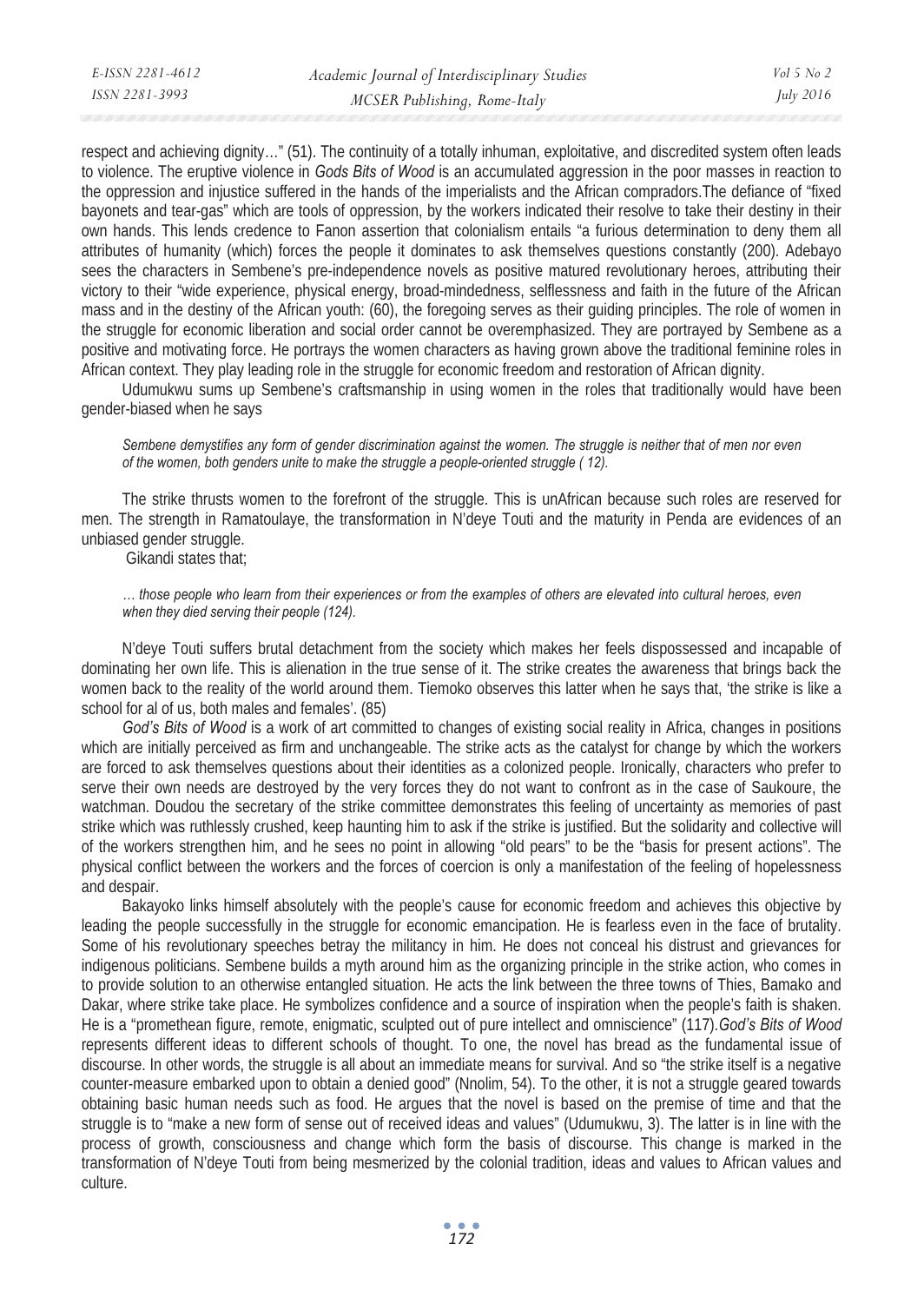respect and achieving dignity…" (51). The continuity of a totally inhuman, exploitative, and discredited system often leads to violence. The eruptive violence in *Gods Bits of Wood* is an accumulated aggression in the poor masses in reaction to the oppression and injustice suffered in the hands of the imperialists and the African compradors.The defiance of "fixed bayonets and tear-gas" which are tools of oppression, by the workers indicated their resolve to take their destiny in their own hands. This lends credence to Fanon assertion that colonialism entails "a furious determination to deny them all attributes of humanity (which) forces the people it dominates to ask themselves questions constantly (200). Adebayo sees the characters in Sembene's pre-independence novels as positive matured revolutionary heroes, attributing their victory to their "wide experience, physical energy, broad-mindedness, selflessness and faith in the future of the African mass and in the destiny of the African youth: (60), the foregoing serves as their guiding principles. The role of women in the struggle for economic liberation and social order cannot be overemphasized. They are portrayed by Sembene as a positive and motivating force. He portrays the women characters as having grown above the traditional feminine roles in African context. They play leading role in the struggle for economic freedom and restoration of African dignity.

Udumukwu sums up Sembene's craftsmanship in using women in the roles that traditionally would have been gender-biased when he says

> *Sembene demystifies any form of gender discrimination against the women. The struggle is neither that of men nor even of the women, both genders unite to make the struggle a people-oriented struggle ( 12).*

The strike thrusts women to the forefront of the struggle. This is unAfrican because such roles are reserved for men. The strength in Ramatoulaye, the transformation in N'deye Touti and the maturity in Penda are evidences of an unbiased gender struggle.

Gikandi states that;

> *… those people who learn from their experiences or from the examples of others are elevated into cultural heroes, even when they died serving their people (124).*

N'deye Touti suffers brutal detachment from the society which makes her feels dispossessed and incapable of dominating her own life. This is alienation in the true sense of it. The strike creates the awareness that brings back the women back to the reality of the world around them. Tiemoko observes this latter when he says that, 'the strike is like a school for al of us, both males and females'. (85)

*God's Bits of Wood* is a work of art committed to changes of existing social reality in Africa, changes in positions which are initially perceived as firm and unchangeable. The strike acts as the catalyst for change by which the workers are forced to ask themselves questions about their identities as a colonized people. Ironically, characters who prefer to serve their own needs are destroyed by the very forces they do not want to confront as in the case of Saukoure, the watchman. Doudou the secretary of the strike committee demonstrates this feeling of uncertainty as memories of past strike which was ruthlessly crushed, keep haunting him to ask if the strike is justified. But the solidarity and collective will of the workers strengthen him, and he sees no point in allowing "old pears" to be the "basis for present actions". The physical conflict between the workers and the forces of coercion is only a manifestation of the feeling of hopelessness and despair.

Bakayoko links himself absolutely with the people's cause for economic freedom and achieves this objective by leading the people successfully in the struggle for economic emancipation. He is fearless even in the face of brutality. Some of his revolutionary speeches betray the militancy in him. He does not conceal his distrust and grievances for indigenous politicians. Sembene builds a myth around him as the organizing principle in the strike action, who comes in to provide solution to an otherwise entangled situation. He acts the link between the three towns of Thies, Bamako and Dakar, where strike take place. He symbolizes confidence and a source of inspiration when the people's faith is shaken. He is a "promethean figure, remote, enigmatic, sculpted out of pure intellect and omniscience" (117).*God's Bits of Wood* represents different ideas to different schools of thought. To one, the novel has bread as the fundamental issue of discourse. In other words, the struggle is all about an immediate means for survival. And so "the strike itself is a negative counter-measure embarked upon to obtain a denied good" (Nnolim, 54). To the other, it is not a struggle geared towards obtaining basic human needs such as food. He argues that the novel is based on the premise of time and that the struggle is to "make a new form of sense out of received ideas and values" (Udumukwu, 3). The latter is in line with the process of growth, consciousness and change which form the basis of discourse. This change is marked in the transformation of N'deye Touti from being mesmerized by the colonial tradition, ideas and values to African values and culture.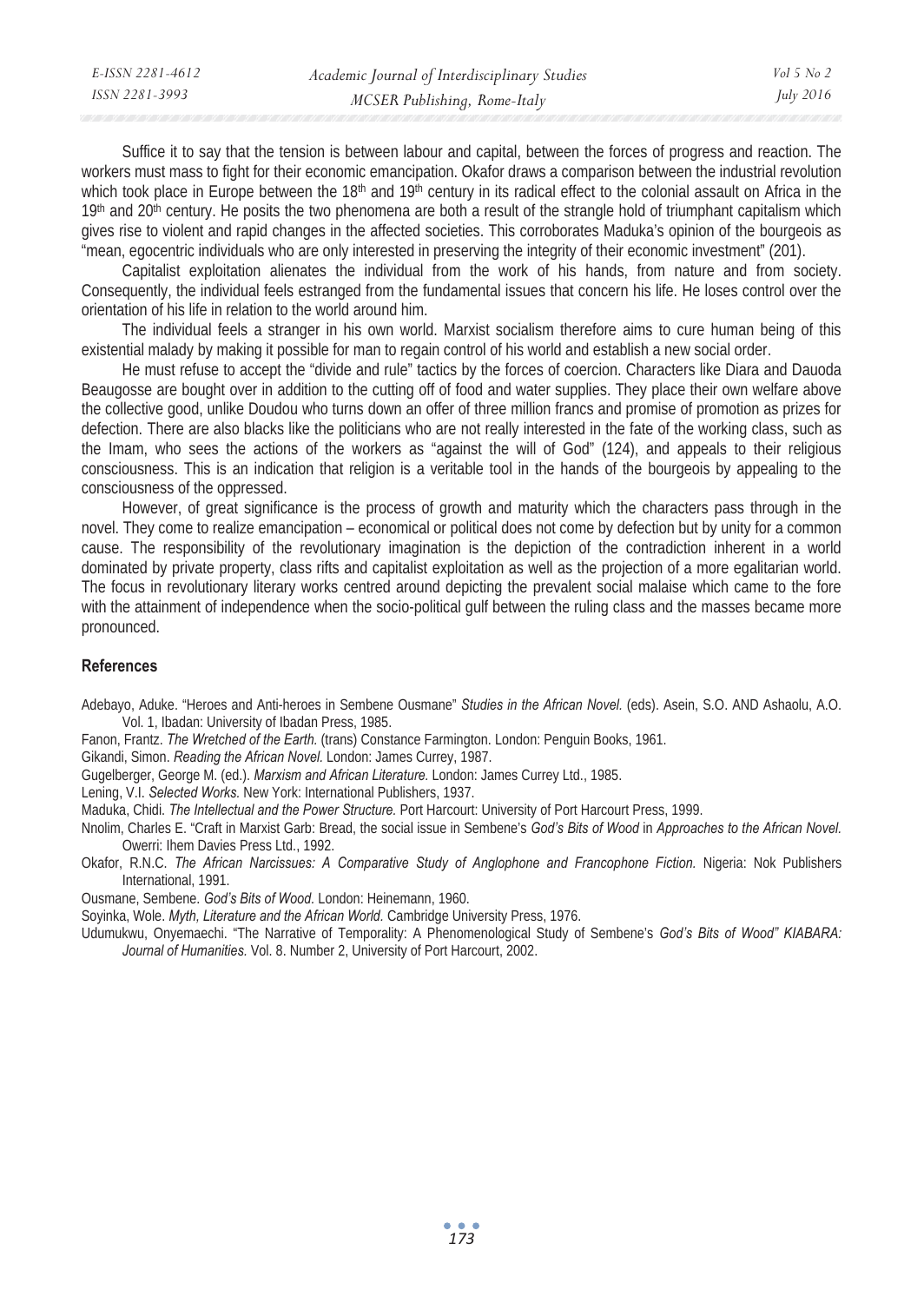Suffice it to say that the tension is between labour and capital, between the forces of progress and reaction. The workers must mass to fight for their economic emancipation. Okafor draws a comparison between the industrial revolution which took place in Europe between the 18th and 19th century in its radical effect to the colonial assault on Africa in the 19th and 20th century. He posits the two phenomena are both a result of the strangle hold of triumphant capitalism which gives rise to violent and rapid changes in the affected societies. This corroborates Maduka's opinion of the bourgeois as "mean, egocentric individuals who are only interested in preserving the integrity of their economic investment" (201).

Capitalist exploitation alienates the individual from the work of his hands, from nature and from society. Consequently, the individual feels estranged from the fundamental issues that concern his life. He loses control over the orientation of his life in relation to the world around him.

The individual feels a stranger in his own world. Marxist socialism therefore aims to cure human being of this existential malady by making it possible for man to regain control of his world and establish a new social order.

He must refuse to accept the "divide and rule" tactics by the forces of coercion. Characters like Diara and Dauoda Beaugosse are bought over in addition to the cutting off of food and water supplies. They place their own welfare above the collective good, unlike Doudou who turns down an offer of three million francs and promise of promotion as prizes for defection. There are also blacks like the politicians who are not really interested in the fate of the working class, such as the Imam, who sees the actions of the workers as "against the will of God" (124), and appeals to their religious consciousness. This is an indication that religion is a veritable tool in the hands of the bourgeois by appealing to the consciousness of the oppressed.

However, of great significance is the process of growth and maturity which the characters pass through in the novel. They come to realize emancipation – economical or political does not come by defection but by unity for a common cause. The responsibility of the revolutionary imagination is the depiction of the contradiction inherent in a world dominated by private property, class rifts and capitalist exploitation as well as the projection of a more egalitarian world. The focus in revolutionary literary works centred around depicting the prevalent social malaise which came to the fore with the attainment of independence when the socio-political gulf between the ruling class and the masses became more pronounced.

### References

Adebayo, Aduke. "Heroes and Anti-heroes in Sembene Ousmane" *Studies in the African Novel.* (eds). Asein, S.O. AND Ashaolu, A.O. Vol. 1, Ibadan: University of Ibadan Press, 1985.

Fanon, Frantz. *The Wretched of the Earth.* (trans) Constance Farmington. London: Penguin Books, 1961.

Gikandi, Simon. *Reading the African Novel.* London: James Currey, 1987.

Gugelberger, George M. (ed.). *Marxism and African Literature.* London: James Currey Ltd., 1985.

Lening, V.I. *Selected Works.* New York: International Publishers, 1937.

Maduka, Chidi. *The Intellectual and the Power Structure.* Port Harcourt: University of Port Harcourt Press, 1999.

Nnolim, Charles E. "Craft in Marxist Garb: Bread, the social issue in Sembene's *God's Bits of Wood* in *Approaches to the African Novel.* Owerri: Ihem Davies Press Ltd., 1992.

Okafor, R.N.C. *The African Narcissues: A Comparative Study of Anglophone and Francophone Fiction.* Nigeria: Nok Publishers International, 1991.

Ousmane, Sembene. *God's Bits of Wood.* London: Heinemann, 1960.

Soyinka, Wole. *Myth, Literature and the African World.* Cambridge University Press, 1976.

Udumukwu, Onyemaechi. "The Narrative of Temporality: A Phenomenological Study of Sembene's *God's Bits of Wood" KIABARA: Journal of Humanities.* Vol. 8. Number 2, University of Port Harcourt, 2002.